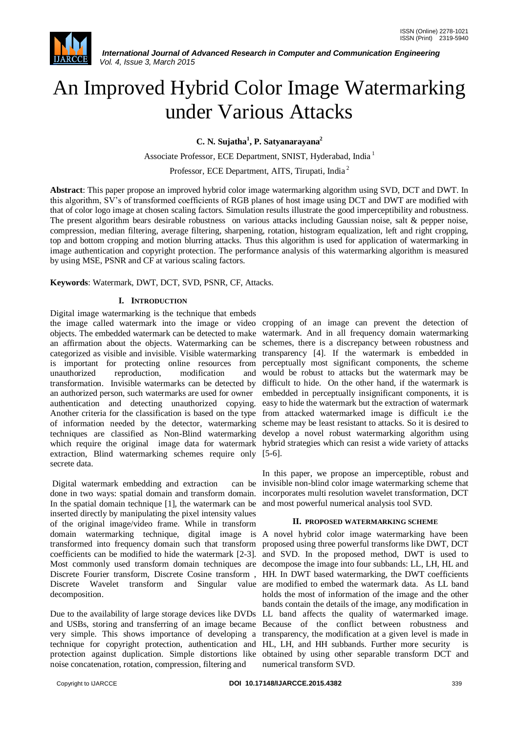# An Improved Hybrid Color Image Watermarking under Various Attacks

**C. N. Sujatha[1], P. Satyanarayana[2]**

Associate Professor, ECE Department, SNIST, Hyderabad, India [1]

Professor, ECE Department, AITS, Tirupati, India [2]

**Abstract**: This paper propose an improved hybrid color image watermarking algorithm using SVD, DCT and DWT. In this algorithm, SV's of transformed coefficients of RGB planes of host image using DCT and DWT are modified with that of color logo image at chosen scaling factors. Simulation results illustrate the good imperceptibility and robustness. The present algorithm bears desirable robustness on various attacks including Gaussian noise, salt & pepper noise, compression, median filtering, average filtering, sharpening, rotation, histogram equalization, left and right cropping, top and bottom cropping and motion blurring attacks. Thus this algorithm is used for application of watermarking in image authentication and copyright protection. The performance analysis of this watermarking algorithm is measured by using MSE, PSNR and CF at various scaling factors.

**Keywords**: Watermark, DWT, DCT, SVD, PSNR, CF, Attacks.

## I. INTRODUCTION

Digital image watermarking is the technique that embeds the image called watermark into the image or video objects. The embedded watermark can be detected to make an affirmation about the objects. Watermarking can be categorized as visible and invisible. Visible watermarking is important for protecting online resources from unauthorized reproduction, modification and transformation. Invisible watermarks can be detected by an authorized person, such watermarks are used for owner authentication and detecting unauthorized copying. Another criteria for the classification is based on the type of information needed by the detector, watermarking techniques are classified as Non-Blind watermarking which require the original image data for watermark extraction, Blind watermarking schemes require only secrete data.

Digital watermark embedding and extraction can be done in two ways: spatial domain and transform domain. In the spatial domain technique [1], the watermark can be inserted directly by manipulating the pixel intensity values of the original image/video frame. While in transform domain watermarking technique, digital image is transformed into frequency domain such that transform coefficients can be modified to hide the watermark [2-3]. Most commonly used transform domain techniques are Discrete Fourier transform, Discrete Cosine transform , Discrete Wavelet transform and Singular value decomposition.

Due to the availability of large storage devices like DVDs and USBs, storing and transferring of an image became very simple. This shows importance of developing a technique for copyright protection, authentication and protection against duplication. Simple distortions like noise concatenation, rotation, compression, filtering and cropping of an image can prevent the detection of watermark. And in all frequency domain watermarking schemes, there is a discrepancy between robustness and transparency [4]. If the watermark is embedded in perceptually most significant components, the scheme would be robust to attacks but the watermark may be difficult to hide. On the other hand, if the watermark is embedded in perceptually insignificant components, it is easy to hide the watermark but the extraction of watermark from attacked watermarked image is difficult i.e the scheme may be least resistant to attacks. So it is desired to develop a novel robust watermarking algorithm using hybrid strategies which can resist a wide variety of attacks [5-6].

In this paper, we propose an imperceptible, robust and invisible non-blind color image watermarking scheme that incorporates multi resolution wavelet transformation, DCT and most powerful numerical analysis tool SVD.

## II. PROPOSED WATERMARKING SCHEME

A novel hybrid color image watermarking have been proposed using three powerful transforms like DWT, DCT and SVD. In the proposed method, DWT is used to decompose the image into four subbands: LL, LH, HL and HH. In DWT based watermarking, the DWT coefficients are modified to embed the watermark data. As LL band holds the most of information of the image and the other bands contain the details of the image, any modification in LL band affects the quality of watermarked image. Because of the conflict between robustness and transparency, the modification at a given level is made in HL, LH, and HH subbands. Further more security is obtained by using other separable transform DCT and numerical transform SVD.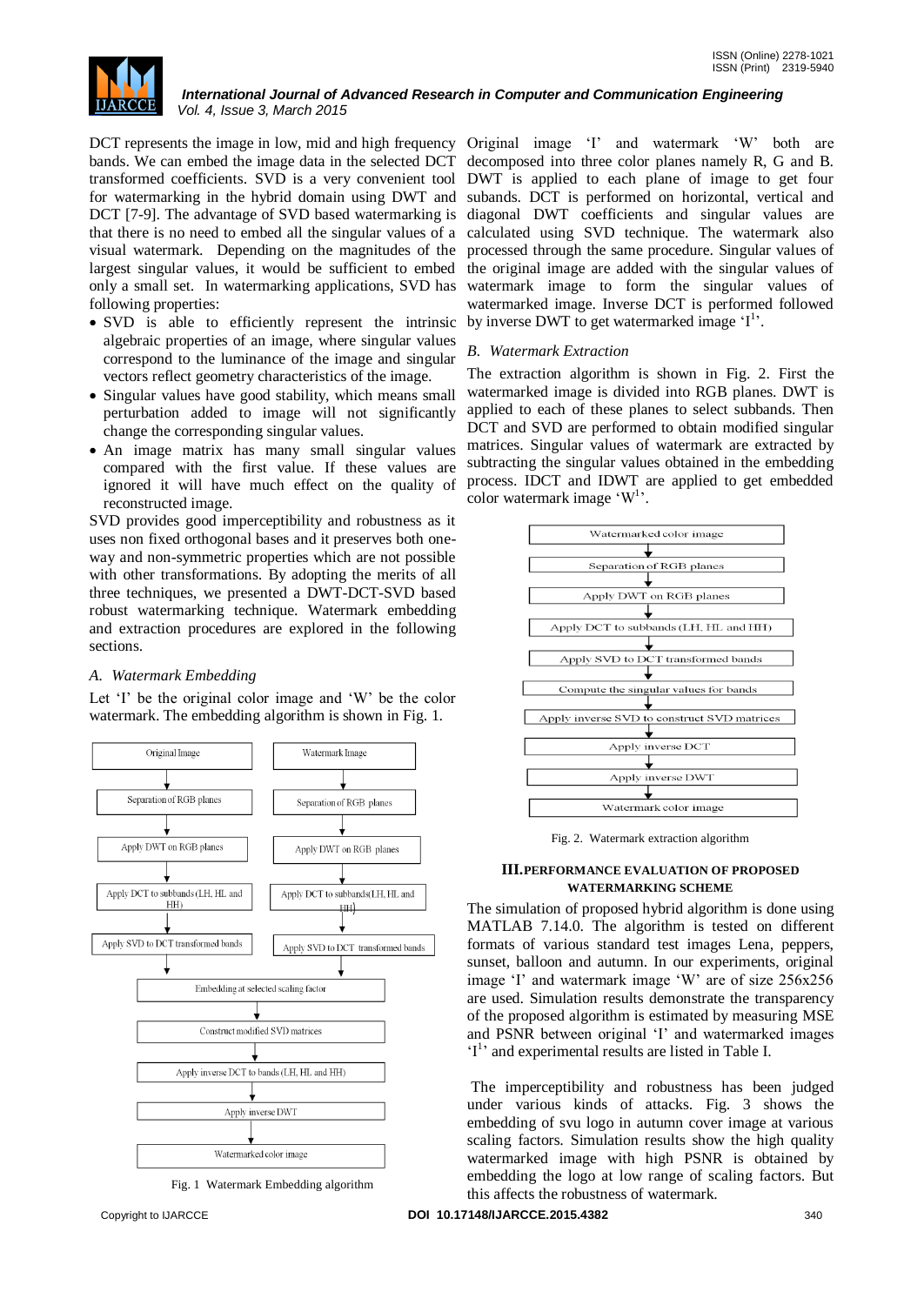DCT represents the image in low, mid and high frequency bands. We can embed the image data in the selected DCT transformed coefficients. SVD is a very convenient tool for watermarking in the hybrid domain using DWT and DCT [7-9]. The advantage of SVD based watermarking is that there is no need to embed all the singular values of a visual watermark. Depending on the magnitudes of the largest singular values, it would be sufficient to embed only a small set. In watermarking applications, SVD has following properties:

- SVD is able to efficiently represent the intrinsic algebraic properties of an image, where singular values correspond to the luminance of the image and singular vectors reflect geometry characteristics of the image.
- Singular values have good stability, which means small perturbation added to image will not significantly change the corresponding singular values.
- An image matrix has many small singular values compared with the first value. If these values are ignored it will have much effect on the quality of reconstructed image.

SVD provides good imperceptibility and robustness as it uses non fixed orthogonal bases and it preserves both one-way and non-symmetric properties which are not possible with other transformations. By adopting the merits of all three techniques, we presented a DWT-DCT-SVD based robust watermarking technique. Watermark embedding and extraction procedures are explored in the following sections.

### *A. Watermark Embedding*

Let 'I' be the original color image and 'W' be the color watermark. The embedding algorithm is shown in Fig. 1.

Original Image
Separation of RGB planes
Apply DWT on RGB planes
Apply DCT to subbands (LH, HL and HH)
Apply SVD to DCT transformed bands

Watermark Image
Separation of RGB planes
Apply DWT on RGB planes
Apply DCT to subbands(LH, HL and HH)
Apply SVD to DCT transformed bands

Embedding at selected scaling factor
Construct modified SVD matrices
Apply inverse DCT to bands (LH, HL and HH)
Apply inverse DWT
Watermarked color image

Fig. 1 Watermark Embedding algorithm

Original image 'I' and watermark 'W' both are decomposed into three color planes namely R, G and B. DWT is applied to each plane of image to get four subands. DCT is performed on horizontal, vertical and diagonal DWT coefficients and singular values are calculated using SVD technique. The watermark also processed through the same procedure. Singular values of the original image are added with the singular values of watermark image to form the singular values of watermarked image. Inverse DCT is performed followed by inverse DWT to get watermarked image 'I[1]'.

### *B. Watermark Extraction*

The extraction algorithm is shown in Fig. 2. First the watermarked image is divided into RGB planes. DWT is applied to each of these planes to select subbands. Then DCT and SVD are performed to obtain modified singular matrices. Singular values of watermark are extracted by subtracting the singular values obtained in the embedding process. IDCT and IDWT are applied to get embedded color watermark image 'W[1]'.

Watermarked color image
Separation of RGB planes
Apply DWT on RGB planes
Apply DCT to subbands (LH, HL and HH)
Apply SVD to DCT transformed bands
Compute the singular values for bands
Apply inverse SVD to construct SVD matrices
Apply inverse DCT
Apply inverse DWT
Watermark color image

Fig. 2. Watermark extraction algorithm

## III. PERFORMANCE EVALUATION OF PROPOSED WATERMARKING SCHEME

The simulation of proposed hybrid algorithm is done using MATLAB 7.14.0. The algorithm is tested on different formats of various standard test images Lena, peppers, sunset, balloon and autumn. In our experiments, original image 'I' and watermark image 'W' are of size 256x256 are used. Simulation results demonstrate the transparency of the proposed algorithm is estimated by measuring MSE and PSNR between original 'I' and watermarked images 'I[1]' and experimental results are listed in Table I.

The imperceptibility and robustness has been judged under various kinds of attacks. Fig. 3 shows the embedding of svu logo in autumn cover image at various scaling factors. Simulation results show the high quality watermarked image with high PSNR is obtained by embedding the logo at low range of scaling factors. But this affects the robustness of watermark.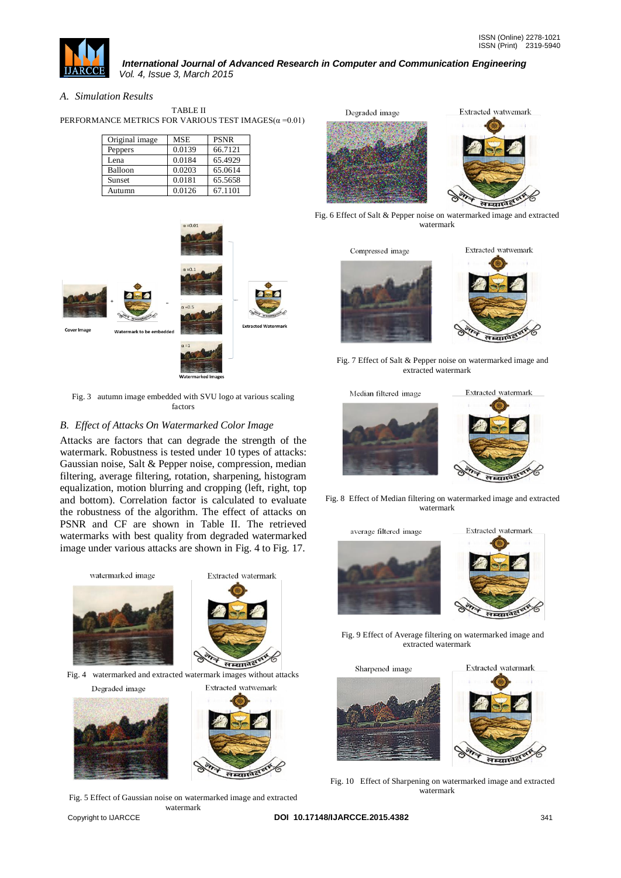### A. Simulation Results

TABLE II
PERFORMANCE METRICS FOR VARIOUS TEST IMAGES($\alpha$ =0.01)

| Original image | MSE | PSNR |
|---|---|---|
| Peppers | 0.0139 | 66.7121 |
| Lena | 0.0184 | 65.4929 |
| Balloon | 0.0203 | 65.0614 |
| Sunset | 0.0181 | 65.5658 |
| Autumn | 0.0126 | 67.1101 |

Cover Image

Watermark to be embedded

α =0.01

α =0.1

α =0.5

α =1

Watermarked Images

Extracted Watermark

Fig. 3 autumn image embedded with SVU logo at various scaling factors

### B. Effect of Attacks On Watermarked Color Image

Attacks are factors that can degrade the strength of the watermark. Robustness is tested under 10 types of attacks: Gaussian noise, Salt & Pepper noise, compression, median filtering, average filtering, rotation, sharpening, histogram equalization, motion blurring and cropping (left, right, top and bottom). Correlation factor is calculated to evaluate the robustness of the algorithm. The effect of attacks on PSNR and CF are shown in Table II. The retrieved watermarks with best quality from degraded watermarked image under various attacks are shown in Fig. 4 to Fig. 17.

watermarked image

Extracted watermark

Fig. 4 watermarked and extracted watermark images without attacks

Degraded image

Extracted watwemark

Fig. 5 Effect of Gaussian noise on watermarked image and extracted watermark

Degraded image

Extracted watwemark

Fig. 6 Effect of Salt & Pepper noise on watermarked image and extracted watermark

Compressed image

Extracted watwemark

Fig. 7 Effect of Salt & Pepper noise on watermarked image and extracted watermark

Median filtered image

Extracted watermark

Fig. 8 Effect of Median filtering on watermarked image and extracted watermark

average filtered image

Extracted watermark

Fig. 9 Effect of Average filtering on watermarked image and extracted watermark

Sharpened image

Extracted watermark

Fig. 10 Effect of Sharpening on watermarked image and extracted watermark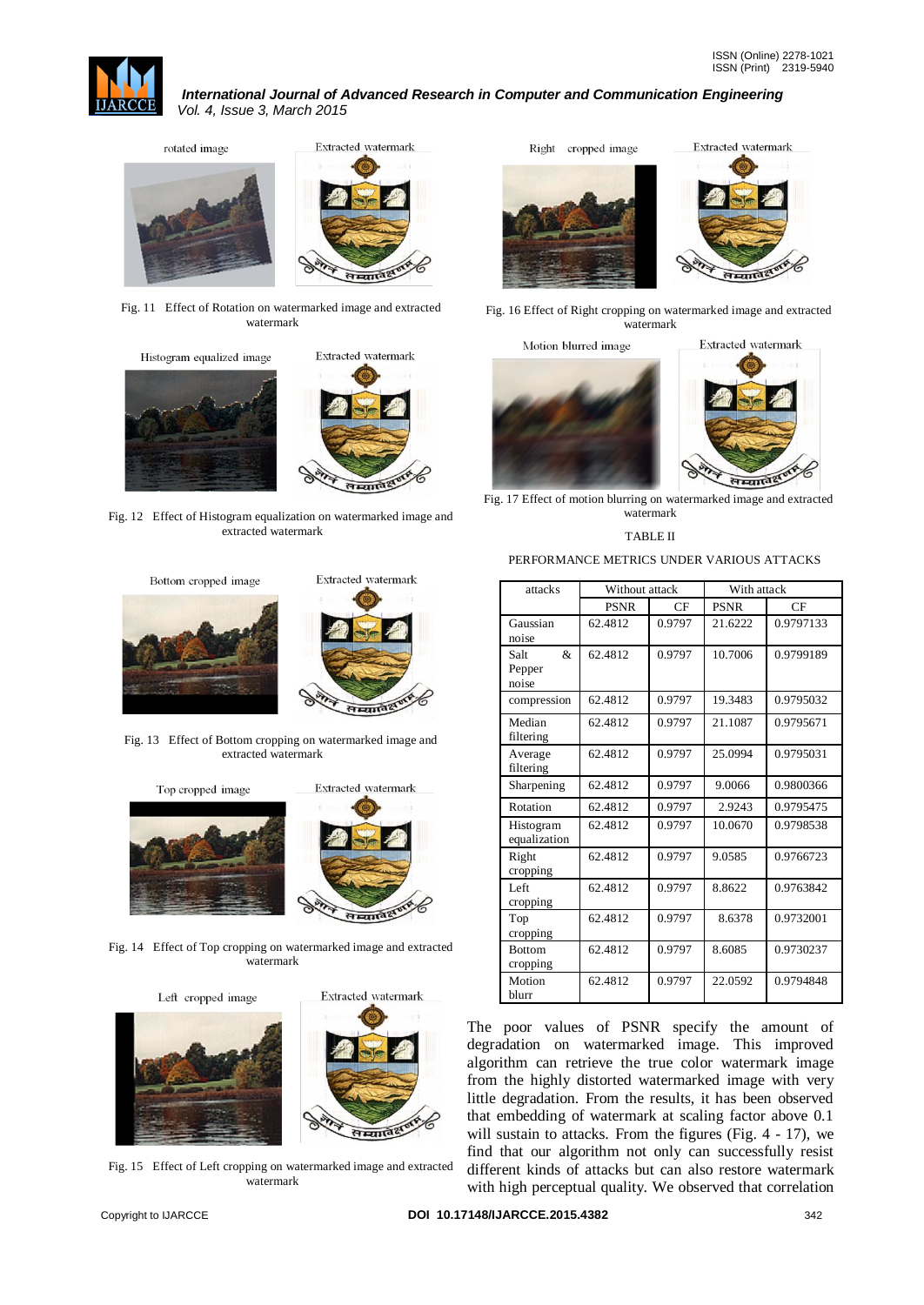rotated image

Extracted watermark

Fig. 11 Effect of Rotation on watermarked image and extracted watermark

Histogram equalized image

Extracted watermark

Fig. 12 Effect of Histogram equalization on watermarked image and extracted watermark

Bottom cropped image

Extracted watermark

Fig. 13 Effect of Bottom cropping on watermarked image and extracted watermark

Top cropped image

Extracted watermark

Fig. 14 Effect of Top cropping on watermarked image and extracted watermark

Left cropped image

Extracted watermark

Fig. 15 Effect of Left cropping on watermarked image and extracted watermark

Right cropped image

Extracted watermark

Fig. 16 Effect of Right cropping on watermarked image and extracted watermark

Motion blurred image

Extracted watermark

Fig. 17 Effect of motion blurring on watermarked image and extracted watermark

TABLE II

PERFORMANCE METRICS UNDER VARIOUS ATTACKS

| attacks | Without attack | | With attack | |
|---|---|---|---|---|
| | PSNR | CF | PSNR | CF |
| Gaussian noise | 62.4812 | 0.9797 | 21.6222 | 0.9797133 |
| Salt & Pepper noise | 62.4812 | 0.9797 | 10.7006 | 0.9799189 |
| compression | 62.4812 | 0.9797 | 19.3483 | 0.9795032 |
| Median filtering | 62.4812 | 0.9797 | 21.1087 | 0.9795671 |
| Average filtering | 62.4812 | 0.9797 | 25.0994 | 0.9795031 |
| Sharpening | 62.4812 | 0.9797 | 9.0066 | 0.9800366 |
| Rotation | 62.4812 | 0.9797 | 2.9243 | 0.9795475 |
| Histogram equalization | 62.4812 | 0.9797 | 10.0670 | 0.9798538 |
| Right cropping | 62.4812 | 0.9797 | 9.0585 | 0.9766723 |
| Left cropping | 62.4812 | 0.9797 | 8.8622 | 0.9763842 |
| Top cropping | 62.4812 | 0.9797 | 8.6378 | 0.9732001 |
| Bottom cropping | 62.4812 | 0.9797 | 8.6085 | 0.9730237 |
| Motion blur | 62.4812 | 0.9797 | 22.0592 | 0.9794848 |

The poor values of PSNR specify the amount of degradation on watermarked image. This improved algorithm can retrieve the true color watermark image from the highly distorted watermarked image with very little degradation. From the results, it has been observed that embedding of watermark at scaling factor above 0.1 will sustain to attacks. From the figures (Fig. 4 - 17), we find that our algorithm not only can successfully resist different kinds of attacks but can also restore watermark with high perceptual quality. We observed that correlation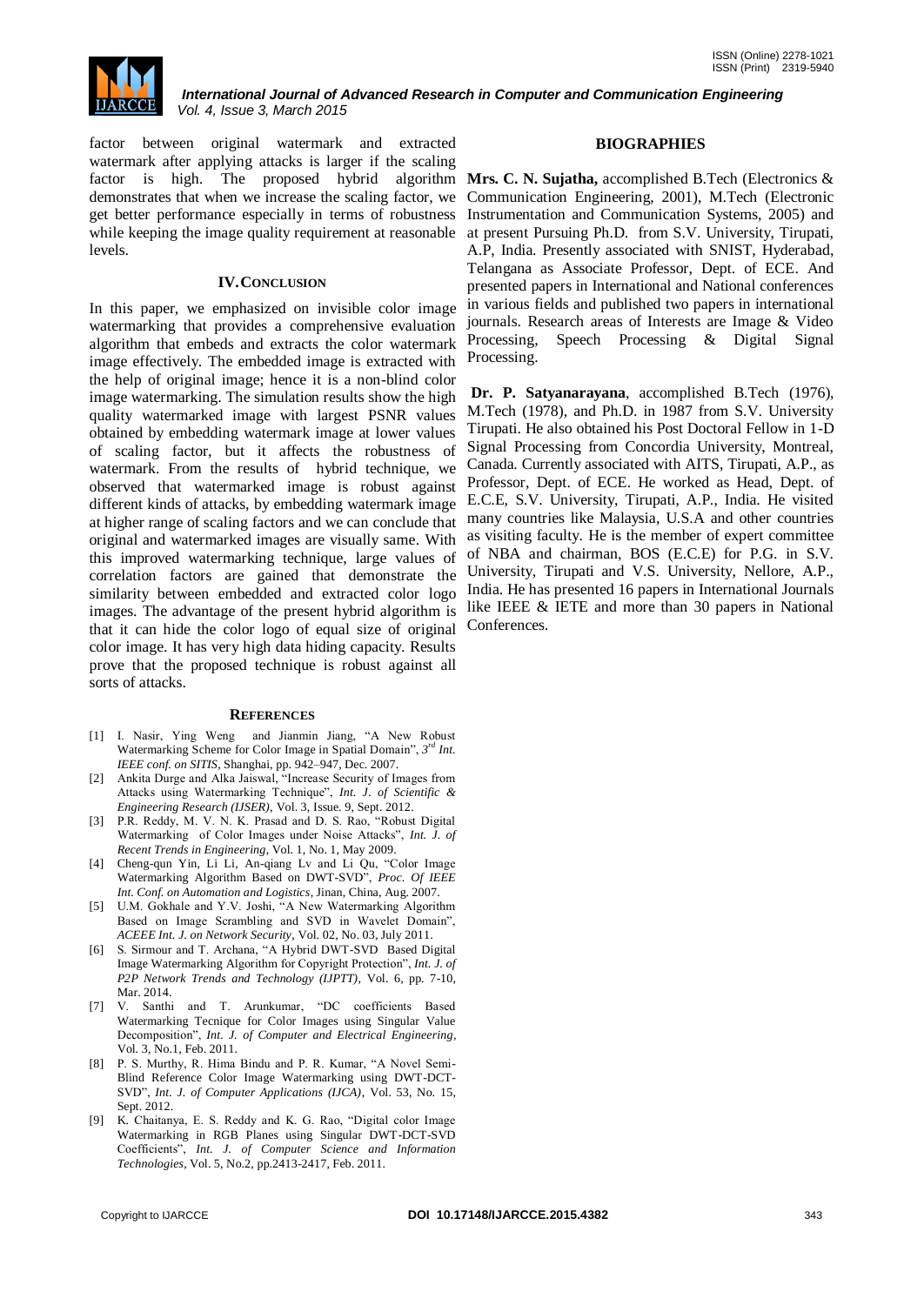factor between original watermark and extracted watermark after applying attacks is larger if the scaling factor is high. The proposed hybrid algorithm demonstrates that when we increase the scaling factor, we get better performance especially in terms of robustness while keeping the image quality requirement at reasonable levels.

## IV. CONCLUSION

In this paper, we emphasized on invisible color image watermarking that provides a comprehensive evaluation algorithm that embeds and extracts the color watermark image effectively. The embedded image is extracted with the help of original image; hence it is a non-blind color image watermarking. The simulation results show the high quality watermarked image with largest PSNR values obtained by embedding watermark image at lower values of scaling factor, but it affects the robustness of watermark. From the results of hybrid technique, we observed that watermarked image is robust against different kinds of attacks, by embedding watermark image at higher range of scaling factors and we can conclude that original and watermarked images are visually same. With this improved watermarking technique, large values of correlation factors are gained that demonstrate the similarity between embedded and extracted color logo images. The advantage of the present hybrid algorithm is that it can hide the color logo of equal size of original color image. It has very high data hiding capacity. Results prove that the proposed technique is robust against all sorts of attacks.

## REFERENCES

[1] I. Nasir, Ying Weng and Jianmin Jiang, "A New Robust Watermarking Scheme for Color Image in Spatial Domain", 3[rd] *Int. IEEE conf. on SITIS*, Shanghai, pp. 942–947, Dec. 2007.

[2] Ankita Durge and Alka Jaiswal, "Increase Security of Images from Attacks using Watermarking Technique", *Int. J. of Scientific & Engineering Research (IJSER)*, Vol. 3, Issue. 9, Sept. 2012.

[3] P.R. Reddy, M. V. N. K. Prasad and D. S. Rao, "Robust Digital Watermarking of Color Images under Noise Attacks", *Int. J. of Recent Trends in Engineering*, Vol. 1, No. 1, May 2009.

[4] Cheng-qun Yin, Li Li, An-qiang Lv and Li Qu, "Color Image Watermarking Algorithm Based on DWT-SVD", *Proc. Of IEEE Int. Conf. on Automation and Logistics*, Jinan, China, Aug. 2007.

[5] U.M. Gokhale and Y.V. Joshi, "A New Watermarking Algorithm Based on Image Scrambling and SVD in Wavelet Domain", *ACEEE Int. J. on Network Security*, Vol. 02, No. 03, July 2011.

[6] S. Sirmour and T. Archana, "A Hybrid DWT-SVD Based Digital Image Watermarking Algorithm for Copyright Protection", *Int. J. of P2P Network Trends and Technology (IJPTT)*, Vol. 6, pp. 7-10, Mar. 2014.

[7] V. Santhi and T. Arunkumar, "DC coefficients Based Watermarking Tecnique for Color Images using Singular Value Decomposition", *Int. J. of Computer and Electrical Engineering*, Vol. 3, No.1, Feb. 2011.

[8] P. S. Murthy, R. Hima Bindu and P. R. Kumar, "A Novel Semi-Blind Reference Color Image Watermarking using DWT-DCT-SVD", *Int. J. of Computer Applications (IJCA)*, Vol. 53, No. 15, Sept. 2012.

[9] K. Chaitanya, E. S. Reddy and K. G. Rao, "Digital color Image Watermarking in RGB Planes using Singular DWT-DCT-SVD Coefficients", *Int. J. of Computer Science and Information Technologies*, Vol. 5, No.2, pp.2413-2417, Feb. 2011.

## BIOGRAPHIES

**Mrs. C. N. Sujatha,** accomplished B.Tech (Electronics & Communication Engineering, 2001), M.Tech (Electronic Instrumentation and Communication Systems, 2005) and at present Pursuing Ph.D. from S.V. University, Tirupati, A.P, India. Presently associated with SNIST, Hyderabad, Telangana as Associate Professor, Dept. of ECE. And presented papers in International and National conferences in various fields and published two papers in international journals. Research areas of Interests are Image & Video Processing, Speech Processing & Digital Signal Processing.

**Dr. P. Satyanarayana**, accomplished B.Tech (1976), M.Tech (1978), and Ph.D. in 1987 from S.V. University Tirupati. He also obtained his Post Doctoral Fellow in 1-D Signal Processing from Concordia University, Montreal, Canada. Currently associated with AITS, Tirupati, A.P., as Professor, Dept. of ECE. He worked as Head, Dept. of E.C.E, S.V. University, Tirupati, A.P., India. He visited many countries like Malaysia, U.S.A and other countries as visiting faculty. He is the member of expert committee of NBA and chairman, BOS (E.C.E) for P.G. in S.V. University, Tirupati and V.S. University, Nellore, A.P., India. He has presented 16 papers in International Journals like IEEE & IETE and more than 30 papers in National Conferences.